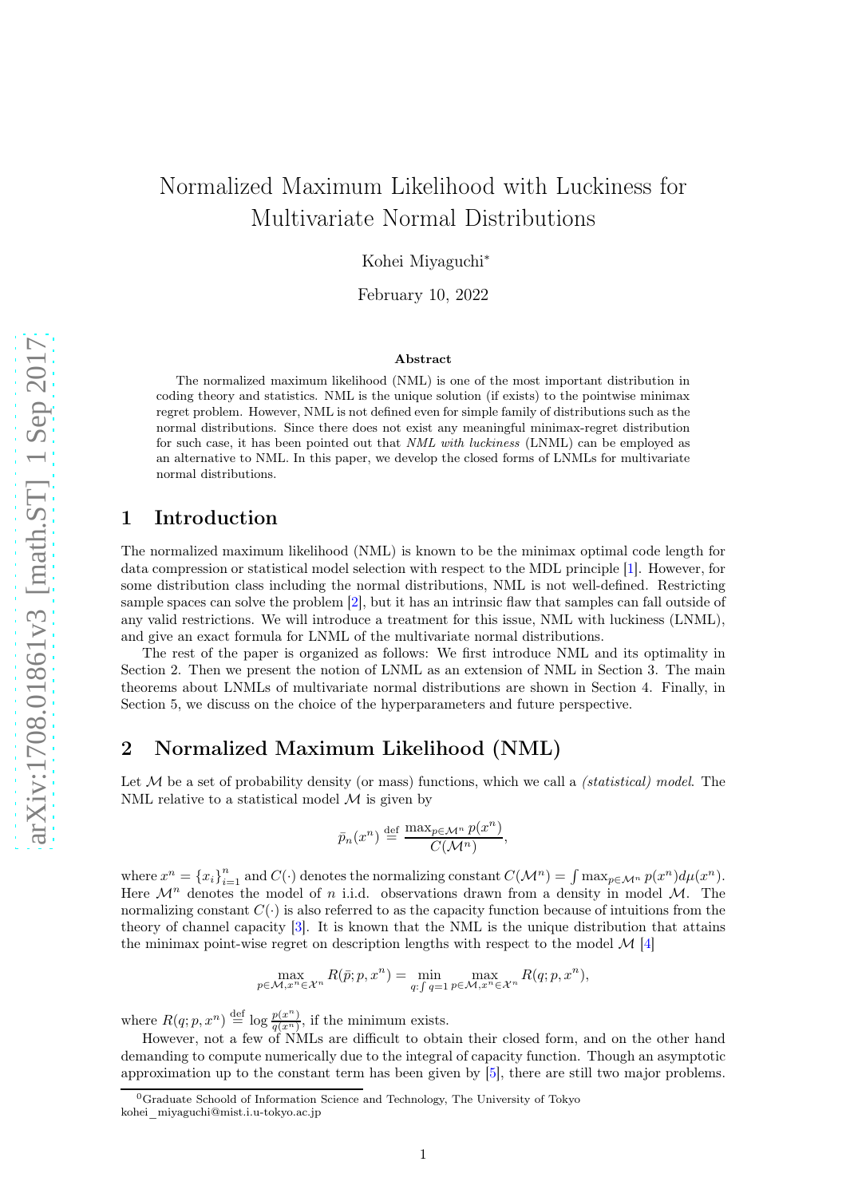# Normalized Maximum Likelihood with Luckiness for Multivariate Normal Distributions

Kohei Miyaguchi*

February 10, 2022

### Abstract

The normalized maximum likelihood (NML) is one of the most important distribution in coding theory and statistics. NML is the unique solution (if exists) to the pointwise minimax regret problem. However, NML is not defined even for simple family of distributions such as the normal distributions. Since there does not exist any meaningful minimax-regret distribution for such case, it has been pointed out that *NML with luckiness* (LNML) can be employed as an alternative to NML. In this paper, we develop the closed forms of LNMLs for multivariate normal distributions.

## 1 Introduction

The normalized maximum likelihood (NML) is known to be the minimax optimal code length for data compression or statistical model selection with respect to the MDL principle [1]. However, for some distribution class including the normal distributions, NML is not well-defined. Restricting sample spaces can solve the problem [2], but it has an intrinsic flaw that samples can fall outside of any valid restrictions. We will introduce a treatment for this issue, NML with luckiness (LNML), and give an exact formula for LNML of the multivariate normal distributions.

The rest of the paper is organized as follows: We first introduce NML and its optimality in Section 2. Then we present the notion of LNML as an extension of NML in Section 3. The main theorems about LNMLs of multivariate normal distributions are shown in Section 4. Finally, in Section 5, we discuss on the choice of the hyperparameters and future perspective.

## 2 Normalized Maximum Likelihood (NML)

Let $\mathcal{M}$ be a set of probability density (or mass) functions, which we call a *(statistical) model*. The NML relative to a statistical model $\mathcal{M}$ is given by

$$\bar{p}_n(x^n) \overset{\text{def}}{=} \frac{\max_{p \in \mathcal{M}^n} p(x^n)}{C(\mathcal{M}^n)},$$

where $x^n = \{x_i\}_{i=1}^n$ and $C(\cdot)$ denotes the normalizing constant $C(\mathcal{M}^n) = \int \max_{p \in \mathcal{M}^n} p(x^n) d\mu(x^n)$. Here $\mathcal{M}^n$ denotes the model of $n$ i.i.d. observations drawn from a density in model $\mathcal{M}$. The normalizing constant $C(\cdot)$ is also referred to as the capacity function because of intuitions from the theory of channel capacity [3]. It is known that the NML is the unique distribution that attains the minimax point-wise regret on description lengths with respect to the model $\mathcal{M}$ [4]

$$\max_{p \in \mathcal{M}, x^n \in \mathcal{X}^n} R(\bar{p}; p, x^n) = \min_{q: \int q = 1} \max_{p \in \mathcal{M}, x^n \in \mathcal{X}^n} R(q; p, x^n),$$

where $R(q; p, x^n) \overset{\text{def}}{=} \log \frac{p(x^n)}{q(x^n)}$, if the minimum exists.

However, not a few of NMLs are difficult to obtain their closed form, and on the other hand demanding to compute numerically due to the integral of capacity function. Though an asymptotic approximation up to the constant term has been given by [5], there are still two major problems.

[0] Graduate Schoold of Information Science and Technology, The University of Tokyo
kohei_miyaguchi@mist.i.u-tokyo.ac.jp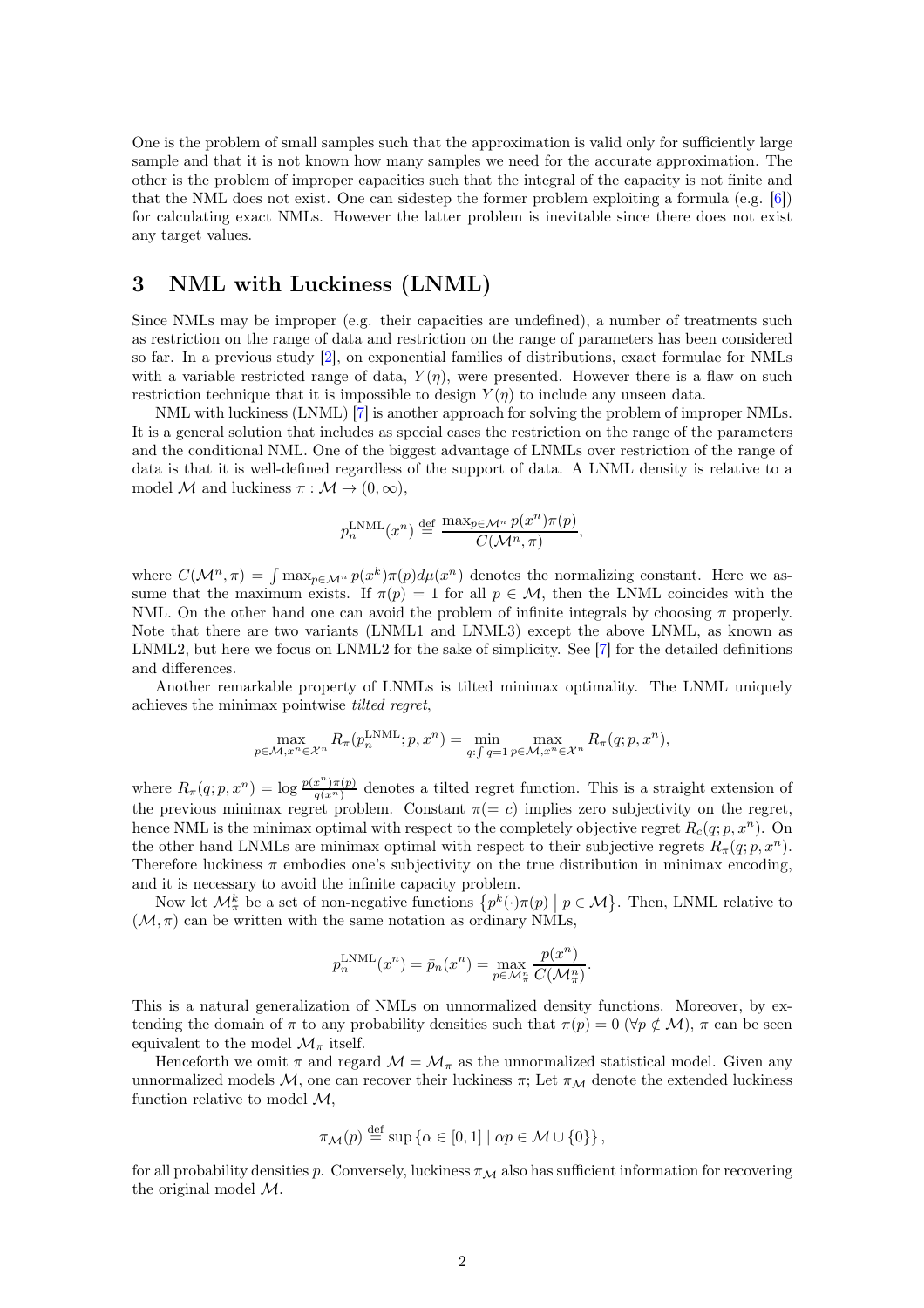One is the problem of small samples such that the approximation is valid only for sufficiently large sample and that it is not known how many samples we need for the accurate approximation. The other is the problem of improper capacities such that the integral of the capacity is not finite and that the NML does not exist. One can sidestep the former problem exploiting a formula (e.g. [6]) for calculating exact NMLs. However the latter problem is inevitable since there does not exist any target values.

## 3 NML with Luckiness (LNML)

Since NMLs may be improper (e.g. their capacities are undefined), a number of treatments such as restriction on the range of data and restriction on the range of parameters has been considered so far. In a previous study [2], on exponential families of distributions, exact formulae for NMLs with a variable restricted range of data, $Y(\eta)$, were presented. However there is a flaw on such restriction technique that it is impossible to design $Y(\eta)$ to include any unseen data.

NML with luckiness (LNML) [7] is another approach for solving the problem of improper NMLs. It is a general solution that includes as special cases the restriction on the range of the parameters and the conditional NML. One of the biggest advantage of LNMLs over restriction of the range of data is that it is well-defined regardless of the support of data. A LNML density is relative to a model $\mathcal{M}$ and luckiness $\pi : \mathcal{M} \to (0, \infty)$,

$$p_n^{\mathrm{LNML}}(x^n) \stackrel{\mathrm{def}}{=} \frac{\max_{p \in \mathcal{M}^n} p(x^n)\pi(p)}{C(\mathcal{M}^n, \pi)},$$

where $C(\mathcal{M}^n, \pi) = \int \max_{p \in \mathcal{M}^n} p(x^k)\pi(p) d\mu(x^n)$ denotes the normalizing constant. Here we assume that the maximum exists. If $\pi(p) = 1$ for all $p \in \mathcal{M}$, then the LNML coincides with the NML. On the other hand one can avoid the problem of infinite integrals by choosing $\pi$ properly. Note that there are two variants (LNML1 and LNML3) except the above LNML, as known as LNML2, but here we focus on LNML2 for the sake of simplicity. See [7] for the detailed definitions and differences.

Another remarkable property of LNMLs is tilted minimax optimality. The LNML uniquely achieves the minimax pointwise *tilted regret*,

$$\max_{p \in \mathcal{M}, x^n \in \mathcal{X}^n} R_\pi(p_n^{\mathrm{LNML}}; p, x^n) = \min_{q : \int q = 1} \max_{p \in \mathcal{M}, x^n \in \mathcal{X}^n} R_\pi(q; p, x^n),$$

where $R_\pi(q; p, x^n) = \log \frac{p(x^n)\pi(p)}{q(x^n)}$ denotes a tilted regret function. This is a straight extension of the previous minimax regret problem. Constant $\pi(= c)$ implies zero subjectivity on the regret, hence NML is the minimax optimal with respect to the completely objective regret $R_c(q; p, x^n)$. On the other hand LNMLs are minimax optimal with respect to their subjective regrets $R_\pi(q; p, x^n)$. Therefore luckiness $\pi$ embodies one's subjectivity on the true distribution in minimax encoding, and it is necessary to avoid the infinite capacity problem.

Now let $\mathcal{M}_\pi^k$ be a set of non-negative functions $\left\{ p^k(\cdot)\pi(p) \;\middle|\; p \in \mathcal{M} \right\}$. Then, LNML relative to $(\mathcal{M}, \pi)$ can be written with the same notation as ordinary NMLs,

$$p_n^{\mathrm{LNML}}(x^n) = \bar{p}_n(x^n) = \max_{p \in \mathcal{M}_\pi^n} \frac{p(x^n)}{C(\mathcal{M}_\pi^n)}.$$

This is a natural generalization of NMLs on unnormalized density functions. Moreover, by extending the domain of $\pi$ to any probability densities such that $\pi(p) = 0$ ($\forall p \notin \mathcal{M}$), $\pi$ can be seen equivalent to the model $\mathcal{M}_\pi$ itself.

Henceforth we omit $\pi$ and regard $\mathcal{M} = \mathcal{M}_\pi$ as the unnormalized statistical model. Given any unnormalized models $\mathcal{M}$, one can recover their luckiness $\pi$; Let $\pi_\mathcal{M}$ denote the extended luckiness function relative to model $\mathcal{M}$,

$$\pi_\mathcal{M}(p) \stackrel{\mathrm{def}}{=} \sup \left\{ \alpha \in [0, 1] \mid \alpha p \in \mathcal{M} \cup \{0\} \right\},$$

for all probability densities $p$. Conversely, luckiness $\pi_\mathcal{M}$ also has sufficient information for recovering the original model $\mathcal{M}$.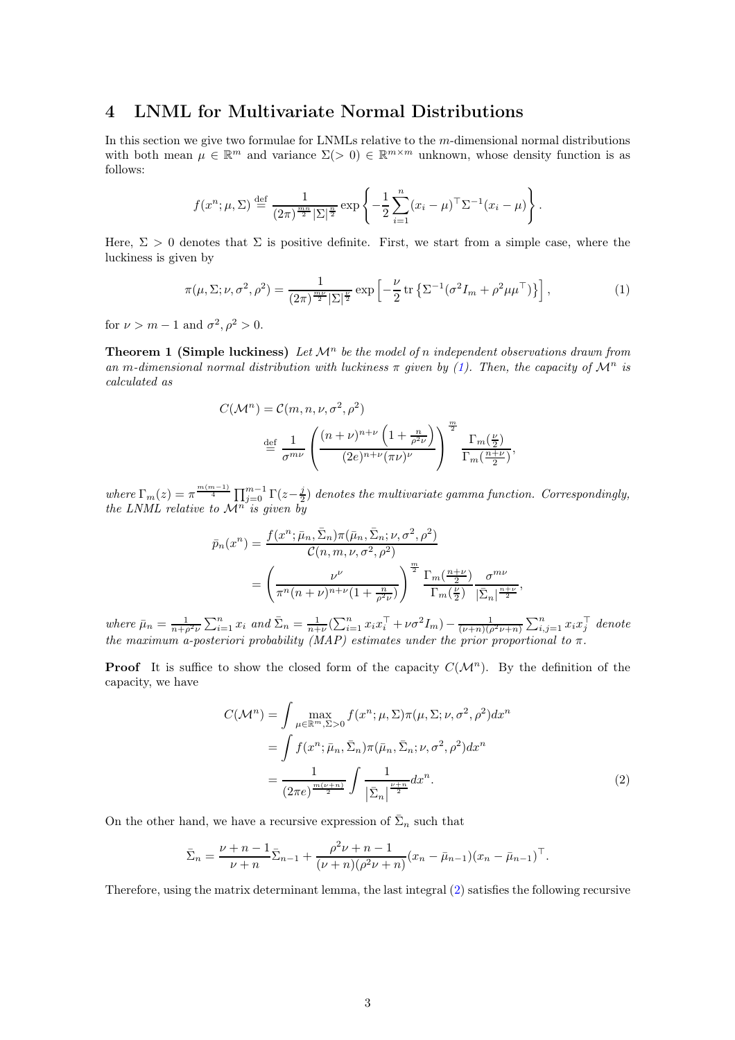## 4 LNML for Multivariate Normal Distributions

In this section we give two formulae for LNMLs relative to the $m$-dimensional normal distributions with both mean $\mu \in \mathbb{R}^m$ and variance $\Sigma(>0) \in \mathbb{R}^{m\times m}$ unknown, whose density function is as follows:

$$f(x^n;\mu,\Sigma) \stackrel{\text{def}}{=} \frac{1}{(2\pi)^{\frac{mn}{2}}|\Sigma|^{\frac{n}{2}}} \exp\left\{-\frac{1}{2}\sum_{i=1}^n (x_i-\mu)^\top \Sigma^{-1}(x_i-\mu)\right\}.$$

Here, $\Sigma > 0$ denotes that $\Sigma$ is positive definite. First, we start from a simple case, where the luckiness is given by

$$\pi(\mu,\Sigma;\nu,\sigma^2,\rho^2) = \frac{1}{(2\pi)^{\frac{m\nu}{2}}|\Sigma|^{\frac{\nu}{2}}} \exp\left[-\frac{\nu}{2}\operatorname{tr}\left\{\Sigma^{-1}(\sigma^2 I_m + \rho^2\mu\mu^\top)\right\}\right], \tag{1}$$

for $\nu > m-1$ and $\sigma^2, \rho^2 > 0$.

**Theorem 1 (Simple luckiness)** *Let $\mathcal{M}^n$ be the model of $n$ independent observations drawn from an $m$-dimensional normal distribution with luckiness $\pi$ given by (1). Then, the capacity of $\mathcal{M}^n$ is calculated as*

$$\begin{aligned} C(\mathcal{M}^n) &= \mathcal{C}(m,n,\nu,\sigma^2,\rho^2) \\ &\stackrel{\text{def}}{=} \frac{1}{\sigma^{m\nu}}\left(\frac{(n+\nu)^{n+\nu}\left(1+\frac{n}{\rho^2\nu}\right)}{(2e)^{n+\nu}(\pi\nu)^\nu}\right)^{\frac{m}{2}} \frac{\Gamma_m(\frac{\nu}{2})}{\Gamma_m(\frac{n+\nu}{2})}, \end{aligned}$$

*where $\Gamma_m(z) = \pi^{\frac{m(m-1)}{4}}\prod_{j=0}^{m-1}\Gamma(z-\frac{j}{2})$ denotes the multivariate gamma function. Correspondingly, the LNML relative to $\mathcal{M}^n$ is given by*

$$\begin{aligned} \bar{p}_n(x^n) &= \frac{f(x^n;\bar{\mu}_n,\bar{\Sigma}_n)\pi(\bar{\mu}_n,\bar{\Sigma}_n;\nu,\sigma^2,\rho^2)}{\mathcal{C}(n,m,\nu,\sigma^2,\rho^2)} \\ &= \left(\frac{\nu^\nu}{\pi^n(n+\nu)^{n+\nu}(1+\frac{n}{\rho^2\nu})}\right)^{\frac{m}{2}} \frac{\Gamma_m(\frac{n+\nu}{2})}{\Gamma_m(\frac{\nu}{2})}\frac{\sigma^{m\nu}}{|\bar{\Sigma}_n|^{\frac{n+\nu}{2}}}, \end{aligned}$$

*where $\bar{\mu}_n = \frac{1}{n+\rho^2\nu}\sum_{i=1}^n x_i$ and $\bar{\Sigma}_n = \frac{1}{n+\nu}(\sum_{i=1}^n x_i x_i^\top + \nu\sigma^2 I_m) - \frac{1}{(\nu+n)(\rho^2\nu+n)}\sum_{i,j=1}^n x_i x_j^\top$ denote the maximum a-posteriori probability (MAP) estimates under the prior proportional to $\pi$.*

**Proof** It is suffice to show the closed form of the capacity $C(\mathcal{M}^n)$. By the definition of the capacity, we have

$$\begin{aligned} C(\mathcal{M}^n) &= \int \max_{\mu\in\mathbb{R}^m,\Sigma>0} f(x^n;\mu,\Sigma)\pi(\mu,\Sigma;\nu,\sigma^2,\rho^2)dx^n \\ &= \int f(x^n;\bar{\mu}_n,\bar{\Sigma}_n)\pi(\bar{\mu}_n,\bar{\Sigma}_n;\nu,\sigma^2,\rho^2)dx^n \\ &= \frac{1}{(2\pi e)^{\frac{m(\nu+n)}{2}}}\int \frac{1}{\left|\bar{\Sigma}_n\right|^{\frac{\nu+n}{2}}}dx^n. \end{aligned} \tag{2}$$

On the other hand, we have a recursive expression of $\bar{\Sigma}_n$ such that

$$\bar{\Sigma}_n = \frac{\nu+n-1}{\nu+n}\bar{\Sigma}_{n-1} + \frac{\rho^2\nu+n-1}{(\nu+n)(\rho^2\nu+n)}(x_n-\bar{\mu}_{n-1})(x_n-\bar{\mu}_{n-1})^\top.$$

Therefore, using the matrix determinant lemma, the last integral (2) satisfies the following recursive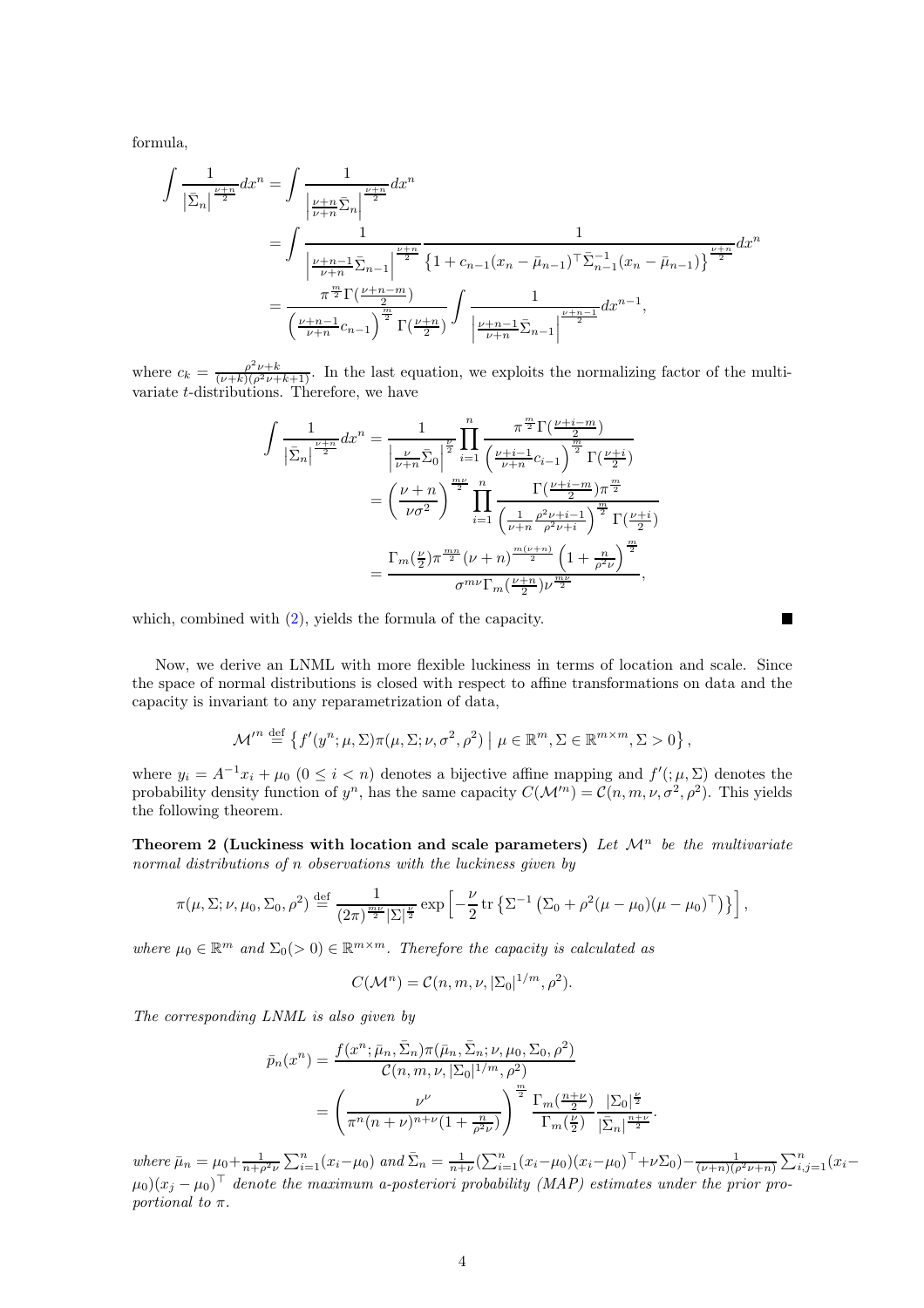formula,

$$
\begin{aligned}
\int \frac{1}{\left|\bar{\Sigma}_n\right|^{\frac{\nu+n}{2}}} dx^n &= \int \frac{1}{\left|\frac{\nu+n}{\nu+n}\bar{\Sigma}_n\right|^{\frac{\nu+n}{2}}} dx^n \\
&= \int \frac{1}{\left|\frac{\nu+n-1}{\nu+n}\bar{\Sigma}_{n-1}\right|^{\frac{\nu+n}{2}}} \frac{1}{\left\{1+c_{n-1}(x_n-\bar{\mu}_{n-1})^\top \bar{\Sigma}_{n-1}^{-1}(x_n-\bar{\mu}_{n-1})\right\}^{\frac{\nu+n}{2}}} dx^n \\
&= \frac{\pi^{\frac{m}{2}}\Gamma(\frac{\nu+n-m}{2})}{\left(\frac{\nu+n-1}{\nu+n}c_{n-1}\right)^{\frac{m}{2}}\Gamma(\frac{\nu+n}{2})} \int \frac{1}{\left|\frac{\nu+n-1}{\nu+n}\bar{\Sigma}_{n-1}\right|^{\frac{\nu+n-1}{2}}} dx^{n-1},
\end{aligned}
$$

where $c_k = \frac{\rho^2\nu+k}{(\nu+k)(\rho^2\nu+k+1)}$. In the last equation, we exploits the normalizing factor of the multivariate $t$-distributions. Therefore, we have

$$
\begin{aligned}
\int \frac{1}{\left|\bar{\Sigma}_n\right|^{\frac{\nu+n}{2}}} dx^n &= \frac{1}{\left|\frac{\nu}{\nu+n}\bar{\Sigma}_0\right|^{\frac{\nu}{2}}} \prod_{i=1}^n \frac{\pi^{\frac{m}{2}}\Gamma(\frac{\nu+i-m}{2})}{\left(\frac{\nu+i-1}{\nu+n}c_{i-1}\right)^{\frac{m}{2}}\Gamma(\frac{\nu+i}{2})} \\
&= \left(\frac{\nu+n}{\nu\sigma^2}\right)^{\frac{m\nu}{2}} \prod_{i=1}^n \frac{\Gamma(\frac{\nu+i-m}{2})\pi^{\frac{m}{2}}}{\left(\frac{1}{\nu+n}\frac{\rho^2\nu+i-1}{\rho^2\nu+i}\right)^{\frac{m}{2}}\Gamma(\frac{\nu+i}{2})} \\
&= \frac{\Gamma_m(\frac{\nu}{2})\pi^{\frac{mn}{2}}(\nu+n)^{\frac{m(\nu+n)}{2}}\left(1+\frac{n}{\rho^2\nu}\right)^{\frac{m}{2}}}{\sigma^{m\nu}\Gamma_m(\frac{\nu+n}{2})\nu^{\frac{m\nu}{2}}},
\end{aligned}
$$

which, combined with (2), yields the formula of the capacity. ∎

Now, we derive an LNML with more flexible luckiness in terms of location and scale. Since the space of normal distributions is closed with respect to affine transformations on data and the capacity is invariant to any reparametrization of data,

$$
\mathcal{M}'^n \stackrel{\text{def}}{=} \left\{ f'(y^n;\mu,\Sigma)\pi(\mu,\Sigma;\nu,\sigma^2,\rho^2) \;\middle|\; \mu\in\mathbb{R}^m, \Sigma\in\mathbb{R}^{m\times m}, \Sigma>0 \right\},
$$

where $y_i = A^{-1}x_i + \mu_0$ $(0 \le i < n)$ denotes a bijective affine mapping and $f'(;\mu,\Sigma)$ denotes the probability density function of $y^n$, has the same capacity $C(\mathcal{M}'^n) = \mathcal{C}(n,m,\nu,\sigma^2,\rho^2)$. This yields the following theorem.

**Theorem 2 (Luckiness with location and scale parameters)** *Let $\mathcal{M}^n$ be the multivariate normal distributions of $n$ observations with the luckiness given by*

$$
\pi(\mu,\Sigma;\nu,\mu_0,\Sigma_0,\rho^2) \stackrel{\text{def}}{=} \frac{1}{(2\pi)^{\frac{m\nu}{2}}|\Sigma|^{\frac{\nu}{2}}} \exp\left[-\frac{\nu}{2}\operatorname{tr}\left\{\Sigma^{-1}\left(\Sigma_0+\rho^2(\mu-\mu_0)(\mu-\mu_0)^\top\right)\right\}\right],
$$

*where $\mu_0\in\mathbb{R}^m$ and $\Sigma_0(>0)\in\mathbb{R}^{m\times m}$. Therefore the capacity is calculated as*

$$
C(\mathcal{M}^n) = \mathcal{C}(n,m,\nu,|\Sigma_0|^{1/m},\rho^2).
$$

*The corresponding LNML is also given by*

$$
\begin{aligned}
\bar{p}_n(x^n) &= \frac{f(x^n;\bar{\mu}_n,\bar{\Sigma}_n)\pi(\bar{\mu}_n,\bar{\Sigma}_n;\nu,\mu_0,\Sigma_0,\rho^2)}{\mathcal{C}(n,m,\nu,|\Sigma_0|^{1/m},\rho^2)} \\
&= \left(\frac{\nu^\nu}{\pi^n(n+\nu)^{n+\nu}(1+\frac{n}{\rho^2\nu})}\right)^{\frac{m}{2}} \frac{\Gamma_m(\frac{n+\nu}{2})}{\Gamma_m(\frac{\nu}{2})} \frac{|\Sigma_0|^{\frac{\nu}{2}}}{|\bar{\Sigma}_n|^{\frac{n+\nu}{2}}}.
\end{aligned}
$$

*where $\bar{\mu}_n = \mu_0 + \frac{1}{n+\rho^2\nu}\sum_{i=1}^n(x_i-\mu_0)$ and $\bar{\Sigma}_n = \frac{1}{n+\nu}(\sum_{i=1}^n(x_i-\mu_0)(x_i-\mu_0)^\top + \nu\Sigma_0) - \frac{1}{(\nu+n)(\rho^2\nu+n)}\sum_{i,j=1}^n(x_i-\mu_0)(x_j-\mu_0)^\top$ denote the maximum a-posteriori probability (MAP) estimates under the prior proportional to $\pi$.*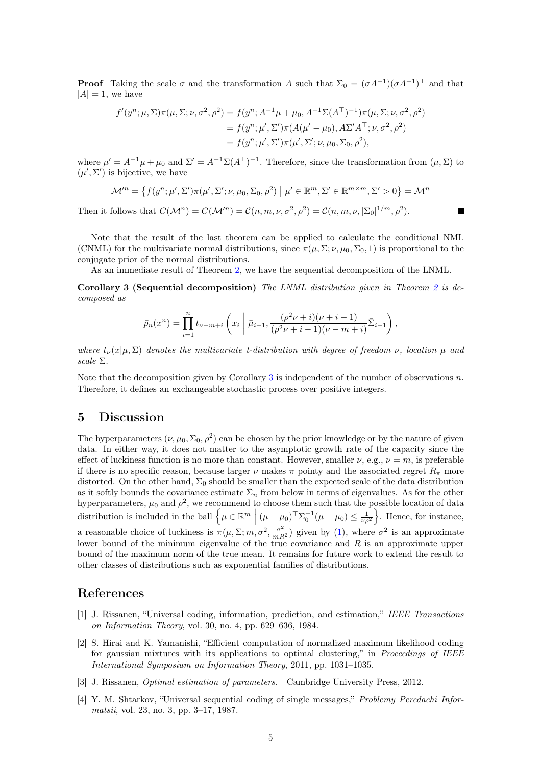**Proof** Taking the scale $\sigma$ and the transformation $A$ such that $\Sigma_0 = (\sigma A^{-1})(\sigma A^{-1})^\top$ and that $|A| = 1$, we have

$$
\begin{aligned}
f'(y^n; \mu, \Sigma)\pi(\mu, \Sigma; \nu, \sigma^2, \rho^2) &= f(y^n; A^{-1}\mu + \mu_0, A^{-1}\Sigma(A^\top)^{-1})\pi(\mu, \Sigma; \nu, \sigma^2, \rho^2) \\
&= f(y^n; \mu', \Sigma')\pi(A(\mu' - \mu_0), A\Sigma' A^\top; \nu, \sigma^2, \rho^2) \\
&= f(y^n; \mu', \Sigma')\pi(\mu', \Sigma'; \nu, \mu_0, \Sigma_0, \rho^2),
\end{aligned}
$$

where $\mu' = A^{-1}\mu + \mu_0$ and $\Sigma' = A^{-1}\Sigma(A^\top)^{-1}$. Therefore, since the transformation from $(\mu, \Sigma)$ to $(\mu', \Sigma')$ is bijective, we have

$$
\mathcal{M}'^n = \left\{ f(y^n; \mu', \Sigma')\pi(\mu', \Sigma'; \nu, \mu_0, \Sigma_0, \rho^2) \;\middle|\; \mu' \in \mathbb{R}^m, \Sigma' \in \mathbb{R}^{m\times m}, \Sigma' > 0 \right\} = \mathcal{M}^n
$$

Then it follows that $C(\mathcal{M}^n) = C(\mathcal{M}'^n) = \mathcal{C}(n, m, \nu, \sigma^2, \rho^2) = \mathcal{C}(n, m, \nu, |\Sigma_0|^{1/m}, \rho^2)$. ■

Note that the result of the last theorem can be applied to calculate the conditional NML (CNML) for the multivariate normal distributions, since $\pi(\mu, \Sigma; \nu, \mu_0, \Sigma_0, 1)$ is proportional to the conjugate prior of the normal distributions.

As an immediate result of Theorem 2, we have the sequential decomposition of the LNML.

**Corollary 3 (Sequential decomposition)** *The LNML distribution given in Theorem 2 is decomposed as*

$$
\bar{p}_n(x^n) = \prod_{i=1}^{n} t_{\nu-m+i}\left( x_i \;\middle|\; \bar{\mu}_{i-1}, \frac{(\rho^2\nu + i)(\nu + i - 1)}{(\rho^2\nu + i - 1)(\nu - m + i)}\bar{\Sigma}_{i-1} \right),
$$

*where $t_\nu(x|\mu, \Sigma)$ denotes the multivariate t-distribution with degree of freedom $\nu$, location $\mu$ and scale $\Sigma$.*

Note that the decomposition given by Corollary 3 is independent of the number of observations $n$. Therefore, it defines an exchangeable stochastic process over positive integers.

## 5 Discussion

The hyperparameters $(\nu, \mu_0, \Sigma_0, \rho^2)$ can be chosen by the prior knowledge or by the nature of given data. In either way, it does not matter to the asymptotic growth rate of the capacity since the effect of luckiness function is no more than constant. However, smaller $\nu$, e.g., $\nu = m$, is preferable if there is no specific reason, because larger $\nu$ makes $\pi$ pointy and the associated regret $R_\pi$ more distorted. On the other hand, $\Sigma_0$ should be smaller than the expected scale of the data distribution as it softly bounds the covariance estimate $\bar{\Sigma}_n$ from below in terms of eigenvalues. As for the other hyperparameters, $\mu_0$ and $\rho^2$, we recommend to choose them such that the possible location of data distribution is included in the ball $\left\{ \mu \in \mathbb{R}^m \;\middle|\; (\mu - \mu_0)^\top \Sigma_0^{-1}(\mu - \mu_0) \le \frac{1}{\nu\rho^2} \right\}$. Hence, for instance, a reasonable choice of luckiness is $\pi(\mu, \Sigma; m, \sigma^2, \frac{\sigma^2}{mR^2})$ given by (1), where $\sigma^2$ is an approximate lower bound of the minimum eigenvalue of the true covariance and $R$ is an approximate upper bound of the maximum norm of the true mean. It remains for future work to extend the result to other classes of distributions such as exponential families of distributions.

## References

[1] J. Rissanen, "Universal coding, information, prediction, and estimation," *IEEE Transactions on Information Theory*, vol. 30, no. 4, pp. 629–636, 1984.

[2] S. Hirai and K. Yamanishi, "Efficient computation of normalized maximum likelihood coding for gaussian mixtures with its applications to optimal clustering," in *Proceedings of IEEE International Symposium on Information Theory*, 2011, pp. 1031–1035.

[3] J. Rissanen, *Optimal estimation of parameters*. Cambridge University Press, 2012.

[4] Y. M. Shtarkov, "Universal sequential coding of single messages," *Problemy Peredachi Informatsii*, vol. 23, no. 3, pp. 3–17, 1987.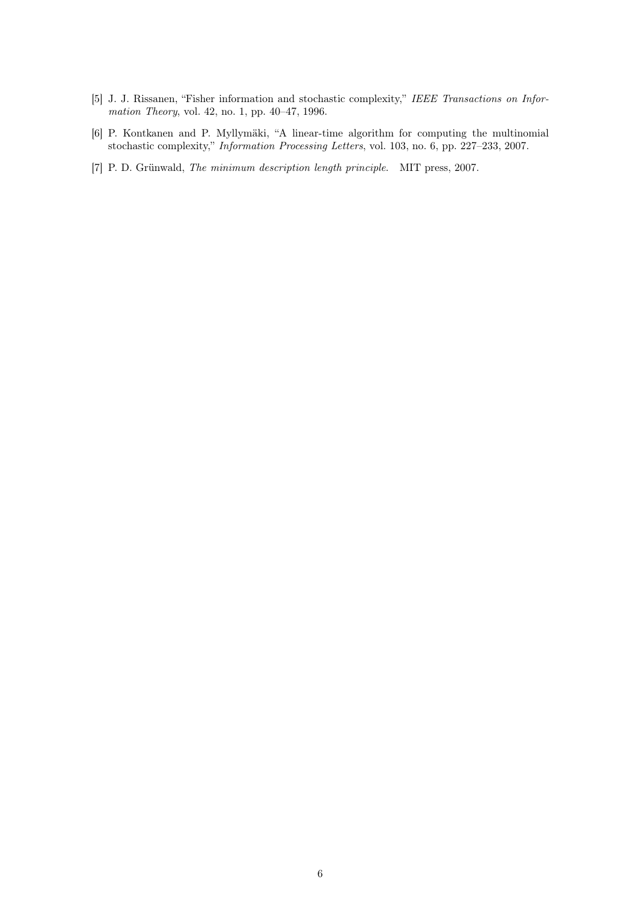[5] J. J. Rissanen, "Fisher information and stochastic complexity," *IEEE Transactions on Information Theory*, vol. 42, no. 1, pp. 40–47, 1996.

[6] P. Kontkanen and P. Myllymäki, "A linear-time algorithm for computing the multinomial stochastic complexity," *Information Processing Letters*, vol. 103, no. 6, pp. 227–233, 2007.

[7] P. D. Grünwald, *The minimum description length principle*. MIT press, 2007.